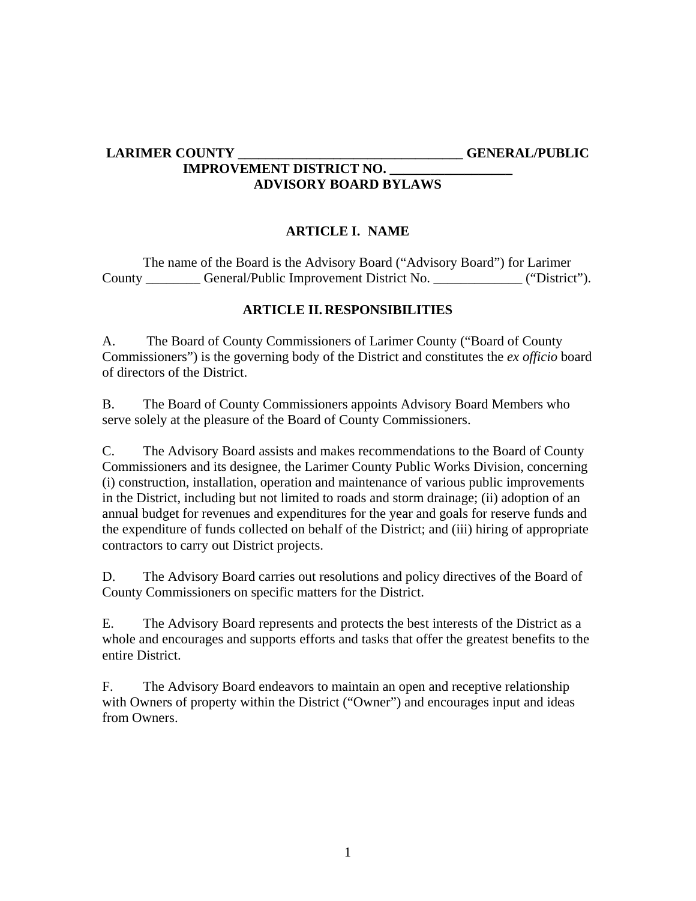# LARIMER COUNTY ________________________________ GENERAL/PUBLIC IMPROVEMENT DISTRICT NO. _________________ ADVISORY BOARD BYLAWS

## ARTICLE I. NAME

The name of the Board is the Advisory Board ("Advisory Board") for Larimer County ________ General/Public Improvement District No. _____________ ("District").

## ARTICLE II. RESPONSIBILITIES

A. The Board of County Commissioners of Larimer County ("Board of County Commissioners") is the governing body of the District and constitutes the *ex officio* board of directors of the District.

B. The Board of County Commissioners appoints Advisory Board Members who serve solely at the pleasure of the Board of County Commissioners.

C. The Advisory Board assists and makes recommendations to the Board of County Commissioners and its designee, the Larimer County Public Works Division, concerning (i) construction, installation, operation and maintenance of various public improvements in the District, including but not limited to roads and storm drainage; (ii) adoption of an annual budget for revenues and expenditures for the year and goals for reserve funds and the expenditure of funds collected on behalf of the District; and (iii) hiring of appropriate contractors to carry out District projects.

D. The Advisory Board carries out resolutions and policy directives of the Board of County Commissioners on specific matters for the District.

E. The Advisory Board represents and protects the best interests of the District as a whole and encourages and supports efforts and tasks that offer the greatest benefits to the entire District.

F. The Advisory Board endeavors to maintain an open and receptive relationship with Owners of property within the District ("Owner") and encourages input and ideas from Owners.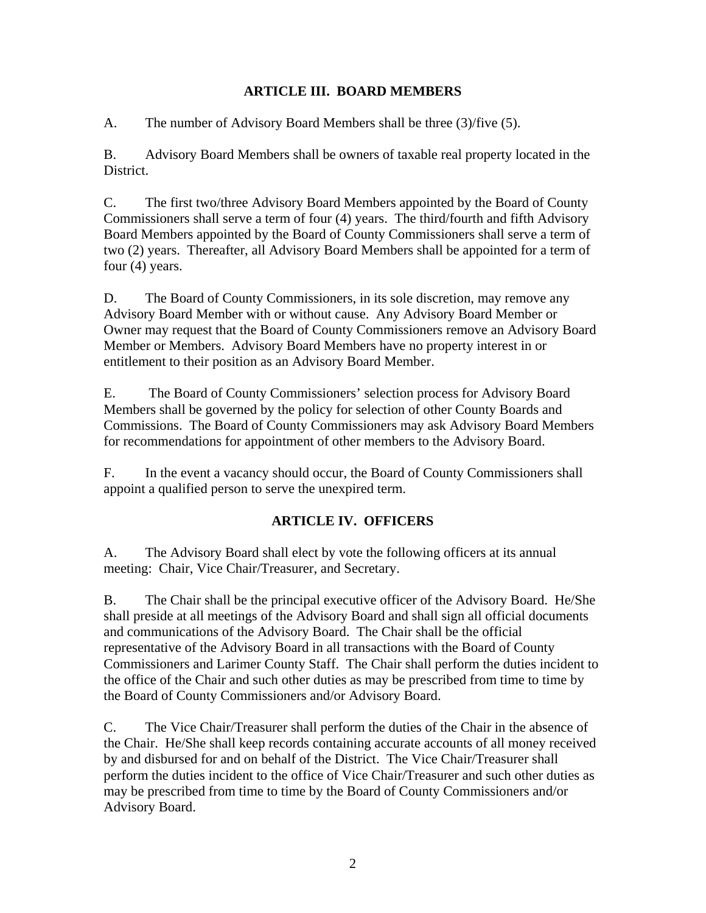## ARTICLE III. BOARD MEMBERS

A. The number of Advisory Board Members shall be three (3)/five (5).

B. Advisory Board Members shall be owners of taxable real property located in the District.

C. The first two/three Advisory Board Members appointed by the Board of County Commissioners shall serve a term of four (4) years. The third/fourth and fifth Advisory Board Members appointed by the Board of County Commissioners shall serve a term of two (2) years. Thereafter, all Advisory Board Members shall be appointed for a term of four (4) years.

D. The Board of County Commissioners, in its sole discretion, may remove any Advisory Board Member with or without cause. Any Advisory Board Member or Owner may request that the Board of County Commissioners remove an Advisory Board Member or Members. Advisory Board Members have no property interest in or entitlement to their position as an Advisory Board Member.

E. The Board of County Commissioners' selection process for Advisory Board Members shall be governed by the policy for selection of other County Boards and Commissions. The Board of County Commissioners may ask Advisory Board Members for recommendations for appointment of other members to the Advisory Board.

F. In the event a vacancy should occur, the Board of County Commissioners shall appoint a qualified person to serve the unexpired term.

## ARTICLE IV. OFFICERS

A. The Advisory Board shall elect by vote the following officers at its annual meeting: Chair, Vice Chair/Treasurer, and Secretary.

B. The Chair shall be the principal executive officer of the Advisory Board. He/She shall preside at all meetings of the Advisory Board and shall sign all official documents and communications of the Advisory Board. The Chair shall be the official representative of the Advisory Board in all transactions with the Board of County Commissioners and Larimer County Staff. The Chair shall perform the duties incident to the office of the Chair and such other duties as may be prescribed from time to time by the Board of County Commissioners and/or Advisory Board.

C. The Vice Chair/Treasurer shall perform the duties of the Chair in the absence of the Chair. He/She shall keep records containing accurate accounts of all money received by and disbursed for and on behalf of the District. The Vice Chair/Treasurer shall perform the duties incident to the office of Vice Chair/Treasurer and such other duties as may be prescribed from time to time by the Board of County Commissioners and/or Advisory Board.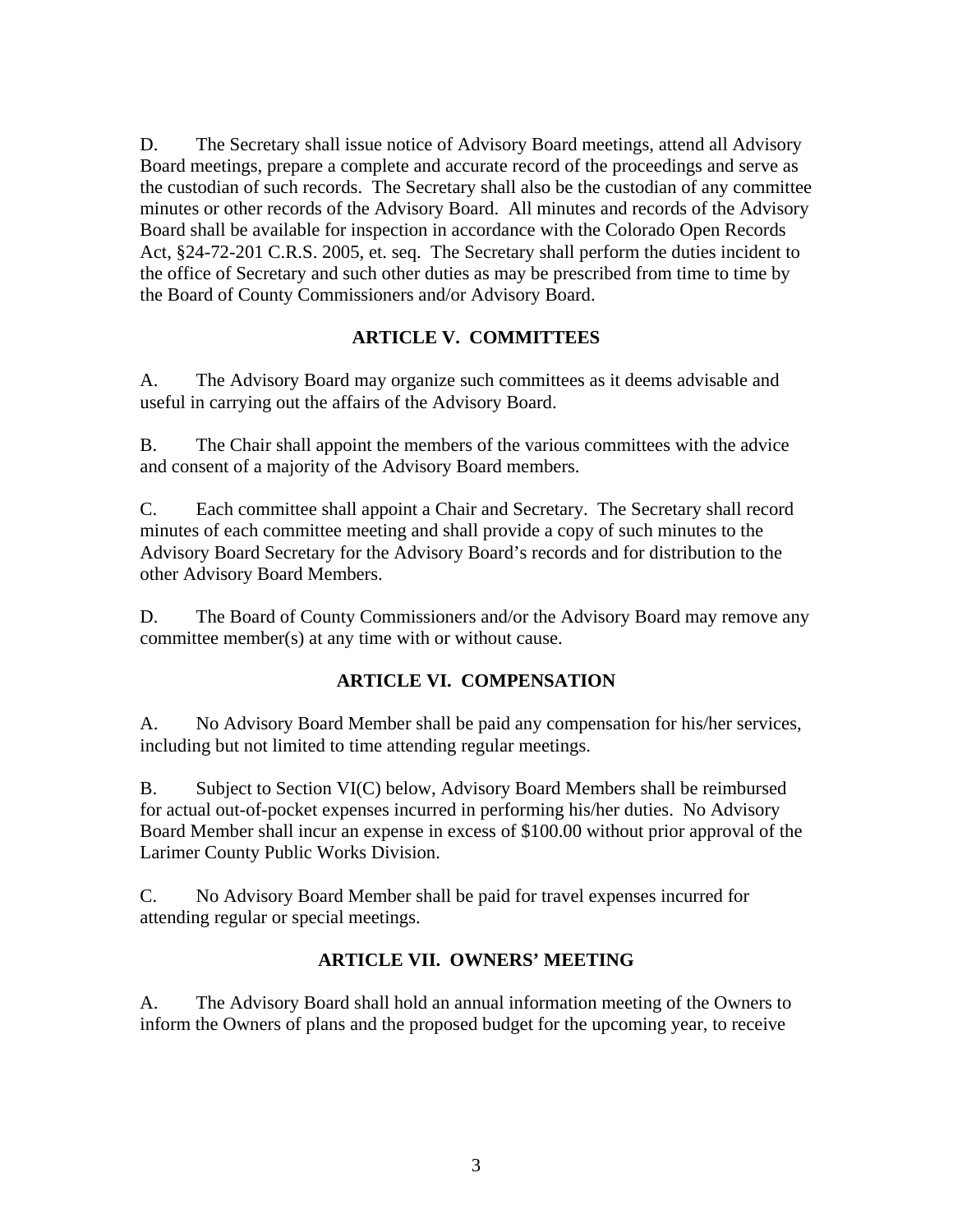D. The Secretary shall issue notice of Advisory Board meetings, attend all Advisory Board meetings, prepare a complete and accurate record of the proceedings and serve as the custodian of such records. The Secretary shall also be the custodian of any committee minutes or other records of the Advisory Board. All minutes and records of the Advisory Board shall be available for inspection in accordance with the Colorado Open Records Act, §24-72-201 C.R.S. 2005, et. seq. The Secretary shall perform the duties incident to the office of Secretary and such other duties as may be prescribed from time to time by the Board of County Commissioners and/or Advisory Board.

## ARTICLE V. COMMITTEES

A. The Advisory Board may organize such committees as it deems advisable and useful in carrying out the affairs of the Advisory Board.

B. The Chair shall appoint the members of the various committees with the advice and consent of a majority of the Advisory Board members.

C. Each committee shall appoint a Chair and Secretary. The Secretary shall record minutes of each committee meeting and shall provide a copy of such minutes to the Advisory Board Secretary for the Advisory Board's records and for distribution to the other Advisory Board Members.

D. The Board of County Commissioners and/or the Advisory Board may remove any committee member(s) at any time with or without cause.

## ARTICLE VI. COMPENSATION

A. No Advisory Board Member shall be paid any compensation for his/her services, including but not limited to time attending regular meetings.

B. Subject to Section VI(C) below, Advisory Board Members shall be reimbursed for actual out-of-pocket expenses incurred in performing his/her duties. No Advisory Board Member shall incur an expense in excess of $100.00 without prior approval of the Larimer County Public Works Division.

C. No Advisory Board Member shall be paid for travel expenses incurred for attending regular or special meetings.

## ARTICLE VII. OWNERS' MEETING

A. The Advisory Board shall hold an annual information meeting of the Owners to inform the Owners of plans and the proposed budget for the upcoming year, to receive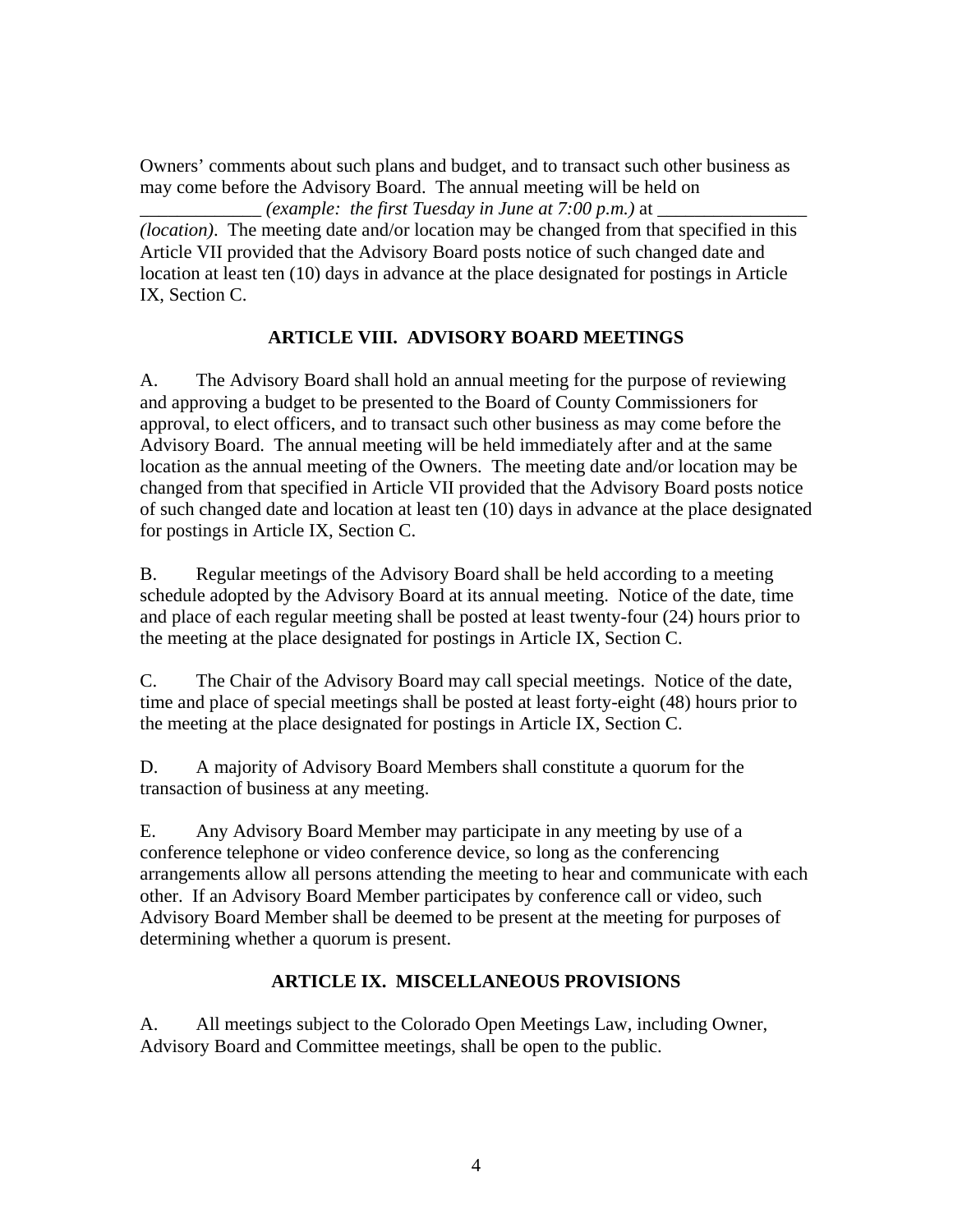Owners' comments about such plans and budget, and to transact such other business as may come before the Advisory Board. The annual meeting will be held on _____________ *(example: the first Tuesday in June at 7:00 p.m.)* at ________________ *(location)*. The meeting date and/or location may be changed from that specified in this Article VII provided that the Advisory Board posts notice of such changed date and location at least ten (10) days in advance at the place designated for postings in Article IX, Section C.

## ARTICLE VIII. ADVISORY BOARD MEETINGS

A. The Advisory Board shall hold an annual meeting for the purpose of reviewing and approving a budget to be presented to the Board of County Commissioners for approval, to elect officers, and to transact such other business as may come before the Advisory Board. The annual meeting will be held immediately after and at the same location as the annual meeting of the Owners. The meeting date and/or location may be changed from that specified in Article VII provided that the Advisory Board posts notice of such changed date and location at least ten (10) days in advance at the place designated for postings in Article IX, Section C.

B. Regular meetings of the Advisory Board shall be held according to a meeting schedule adopted by the Advisory Board at its annual meeting. Notice of the date, time and place of each regular meeting shall be posted at least twenty-four (24) hours prior to the meeting at the place designated for postings in Article IX, Section C.

C. The Chair of the Advisory Board may call special meetings. Notice of the date, time and place of special meetings shall be posted at least forty-eight (48) hours prior to the meeting at the place designated for postings in Article IX, Section C.

D. A majority of Advisory Board Members shall constitute a quorum for the transaction of business at any meeting.

E. Any Advisory Board Member may participate in any meeting by use of a conference telephone or video conference device, so long as the conferencing arrangements allow all persons attending the meeting to hear and communicate with each other. If an Advisory Board Member participates by conference call or video, such Advisory Board Member shall be deemed to be present at the meeting for purposes of determining whether a quorum is present.

## ARTICLE IX. MISCELLANEOUS PROVISIONS

A. All meetings subject to the Colorado Open Meetings Law, including Owner, Advisory Board and Committee meetings, shall be open to the public.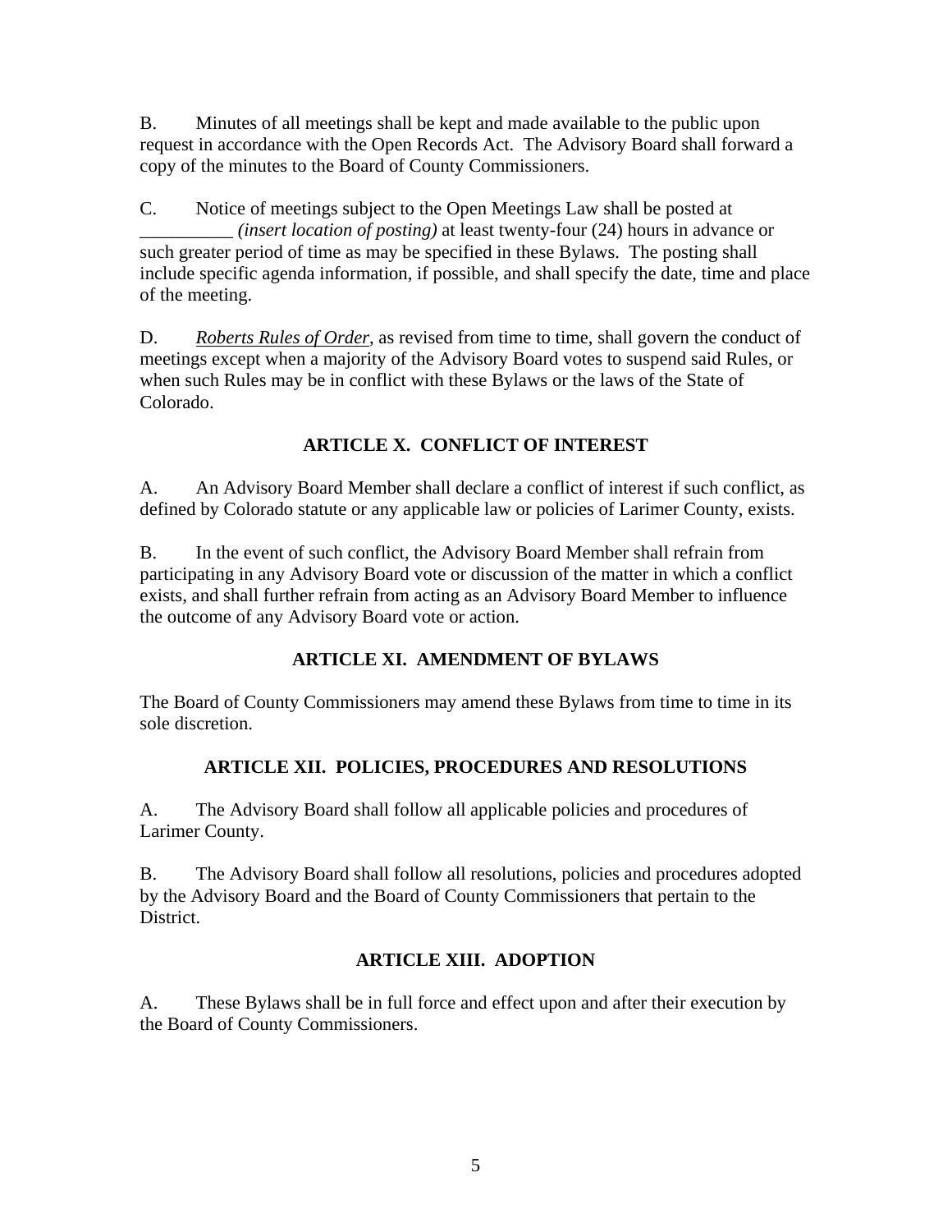B. Minutes of all meetings shall be kept and made available to the public upon request in accordance with the Open Records Act. The Advisory Board shall forward a copy of the minutes to the Board of County Commissioners.

C. Notice of meetings subject to the Open Meetings Law shall be posted at __________ *(insert location of posting)* at least twenty-four (24) hours in advance or such greater period of time as may be specified in these Bylaws. The posting shall include specific agenda information, if possible, and shall specify the date, time and place of the meeting.

D. *Roberts Rules of Order*, as revised from time to time, shall govern the conduct of meetings except when a majority of the Advisory Board votes to suspend said Rules, or when such Rules may be in conflict with these Bylaws or the laws of the State of Colorado.

## ARTICLE X. CONFLICT OF INTEREST

A. An Advisory Board Member shall declare a conflict of interest if such conflict, as defined by Colorado statute or any applicable law or policies of Larimer County, exists.

B. In the event of such conflict, the Advisory Board Member shall refrain from participating in any Advisory Board vote or discussion of the matter in which a conflict exists, and shall further refrain from acting as an Advisory Board Member to influence the outcome of any Advisory Board vote or action.

## ARTICLE XI. AMENDMENT OF BYLAWS

The Board of County Commissioners may amend these Bylaws from time to time in its sole discretion.

## ARTICLE XII. POLICIES, PROCEDURES AND RESOLUTIONS

A. The Advisory Board shall follow all applicable policies and procedures of Larimer County.

B. The Advisory Board shall follow all resolutions, policies and procedures adopted by the Advisory Board and the Board of County Commissioners that pertain to the District.

## ARTICLE XIII. ADOPTION

A. These Bylaws shall be in full force and effect upon and after their execution by the Board of County Commissioners.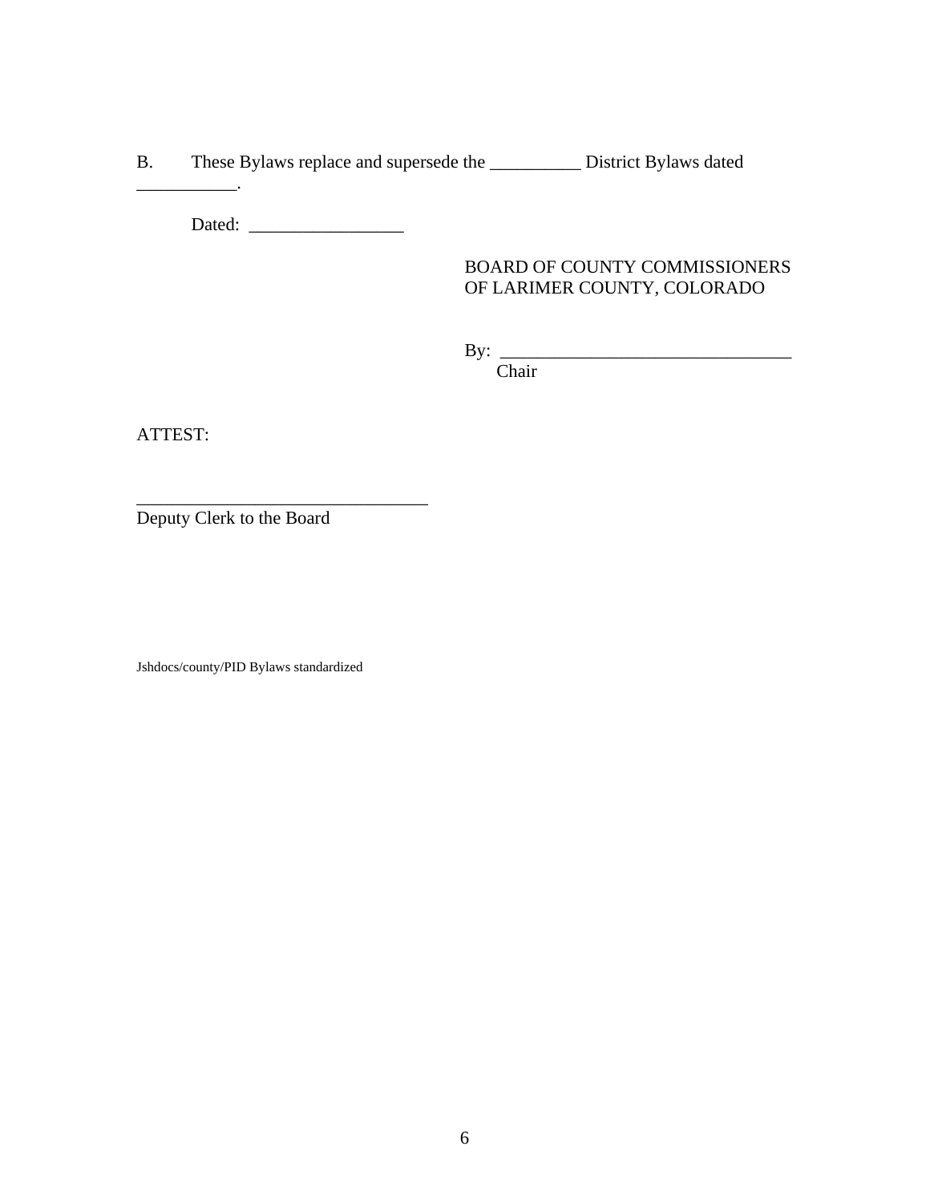B. These Bylaws replace and supersede the __________ District Bylaws dated ___________.

Dated: _________________

BOARD OF COUNTY COMMISSIONERS
OF LARIMER COUNTY, COLORADO

By: ________________________________
Chair

ATTEST:

________________________________
Deputy Clerk to the Board

Jshdocs/county/PID Bylaws standardized